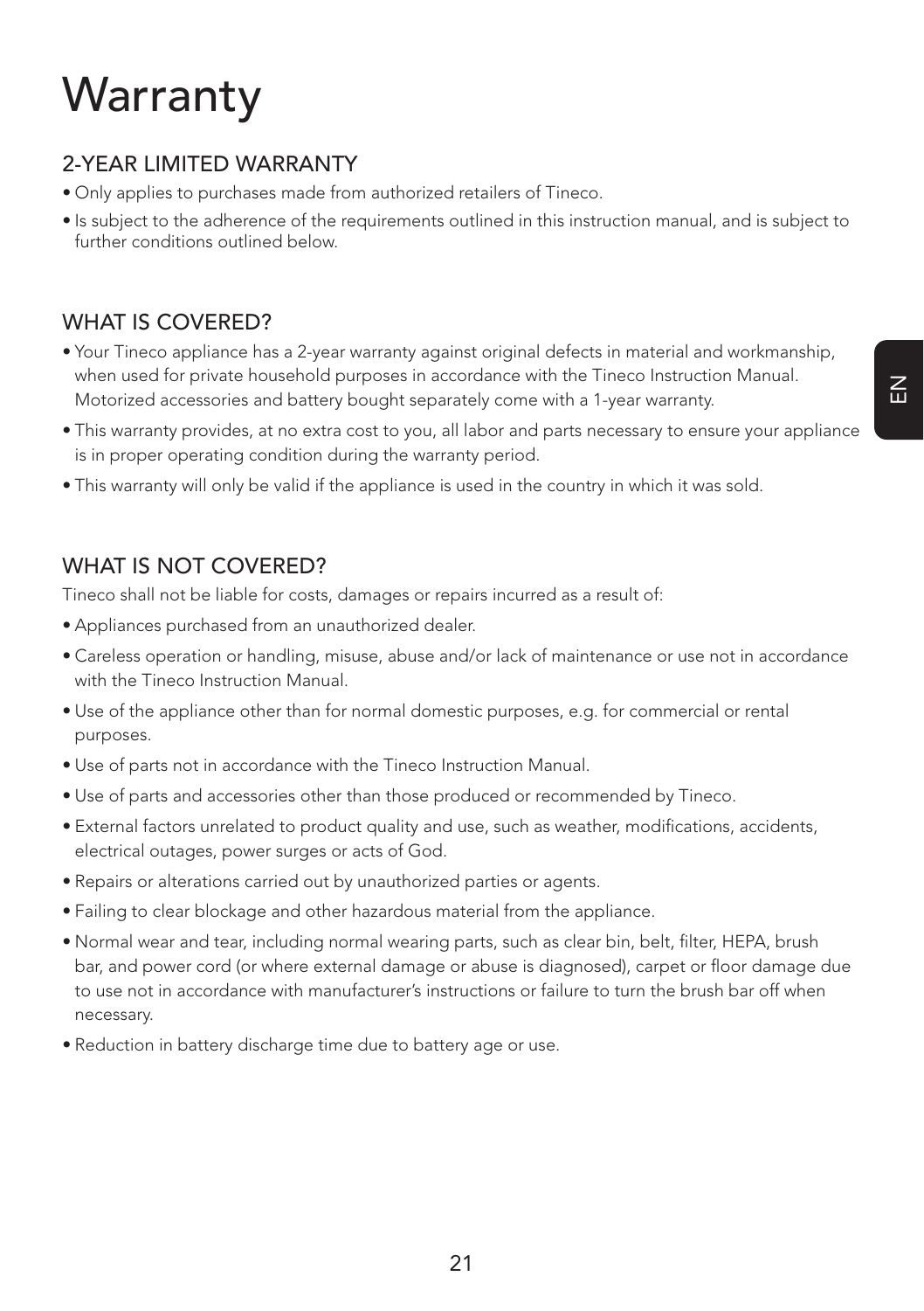# Warranty

## 2-YEAR LIMITED WARRANTY

- Only applies to purchases made from authorized retailers of Tineco.
- Is subject to the adherence of the requirements outlined in this instruction manual, and is subject to further conditions outlined below.

## WHAT IS COVERED?

- Your Tineco appliance has a 2-year warranty against original defects in material and workmanship, when used for private household purposes in accordance with the Tineco Instruction Manual. Motorized accessories and battery bought separately come with a 1-year warranty.
- This warranty provides, at no extra cost to you, all labor and parts necessary to ensure your appliance is in proper operating condition during the warranty period.
- This warranty will only be valid if the appliance is used in the country in which it was sold.

## WHAT IS NOT COVERED?

Tineco shall not be liable for costs, damages or repairs incurred as a result of:

- Appliances purchased from an unauthorized dealer.
- Careless operation or handling, misuse, abuse and/or lack of maintenance or use not in accordance with the Tineco Instruction Manual.
- Use of the appliance other than for normal domestic purposes, e.g. for commercial or rental purposes.
- Use of parts not in accordance with the Tineco Instruction Manual.
- Use of parts and accessories other than those produced or recommended by Tineco.
- External factors unrelated to product quality and use, such as weather, modifications, accidents, electrical outages, power surges or acts of God.
- Repairs or alterations carried out by unauthorized parties or agents.
- Failing to clear blockage and other hazardous material from the appliance.
- Normal wear and tear, including normal wearing parts, such as clear bin, belt, filter, HEPA, brush bar, and power cord (or where external damage or abuse is diagnosed), carpet or floor damage due to use not in accordance with manufacturer's instructions or failure to turn the brush bar off when necessary.
- Reduction in battery discharge time due to battery age or use.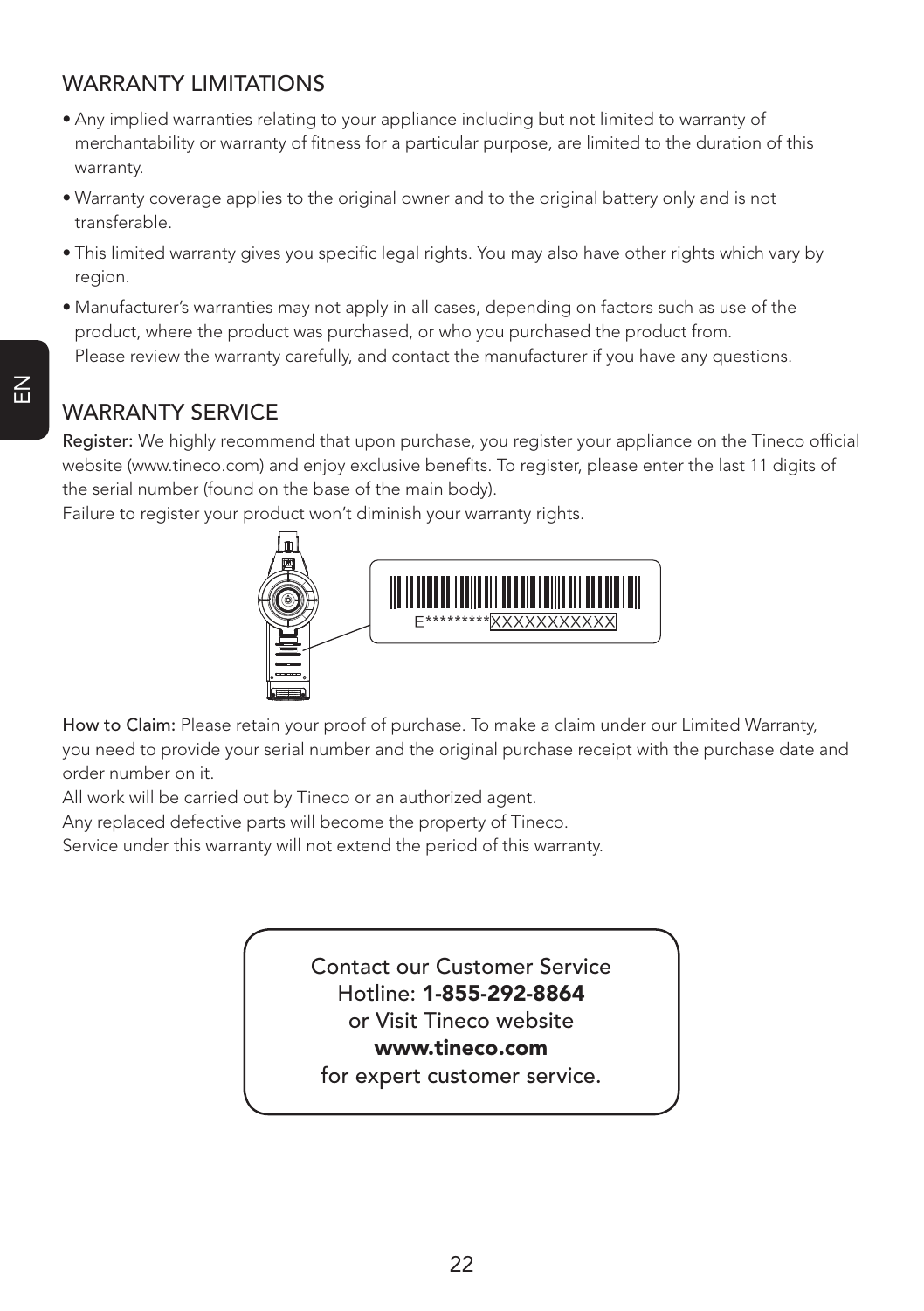## WARRANTY LIMITATIONS

- Any implied warranties relating to your appliance including but not limited to warranty of merchantability or warranty of fitness for a particular purpose, are limited to the duration of this warranty.
- Warranty coverage applies to the original owner and to the original battery only and is not transferable.
- This limited warranty gives you specific legal rights. You may also have other rights which vary by region.
- Manufacturer's warranties may not apply in all cases, depending on factors such as use of the product, where the product was purchased, or who you purchased the product from.
  Please review the warranty carefully, and contact the manufacturer if you have any questions.

## WARRANTY SERVICE

**Register:** We highly recommend that upon purchase, you register your appliance on the Tineco official website (www.tineco.com) and enjoy exclusive benefits. To register, please enter the last 11 digits of the serial number (found on the base of the main body).

Failure to register your product won't diminish your warranty rights.

E*********XXXXXXXXXXX

**How to Claim:** Please retain your proof of purchase. To make a claim under our Limited Warranty, you need to provide your serial number and the original purchase receipt with the purchase date and order number on it.

All work will be carried out by Tineco or an authorized agent.

Any replaced defective parts will become the property of Tineco.

Service under this warranty will not extend the period of this warranty.

Contact our Customer Service
Hotline: **1-855-292-8864**
or Visit Tineco website
**www.tineco.com**
for expert customer service.